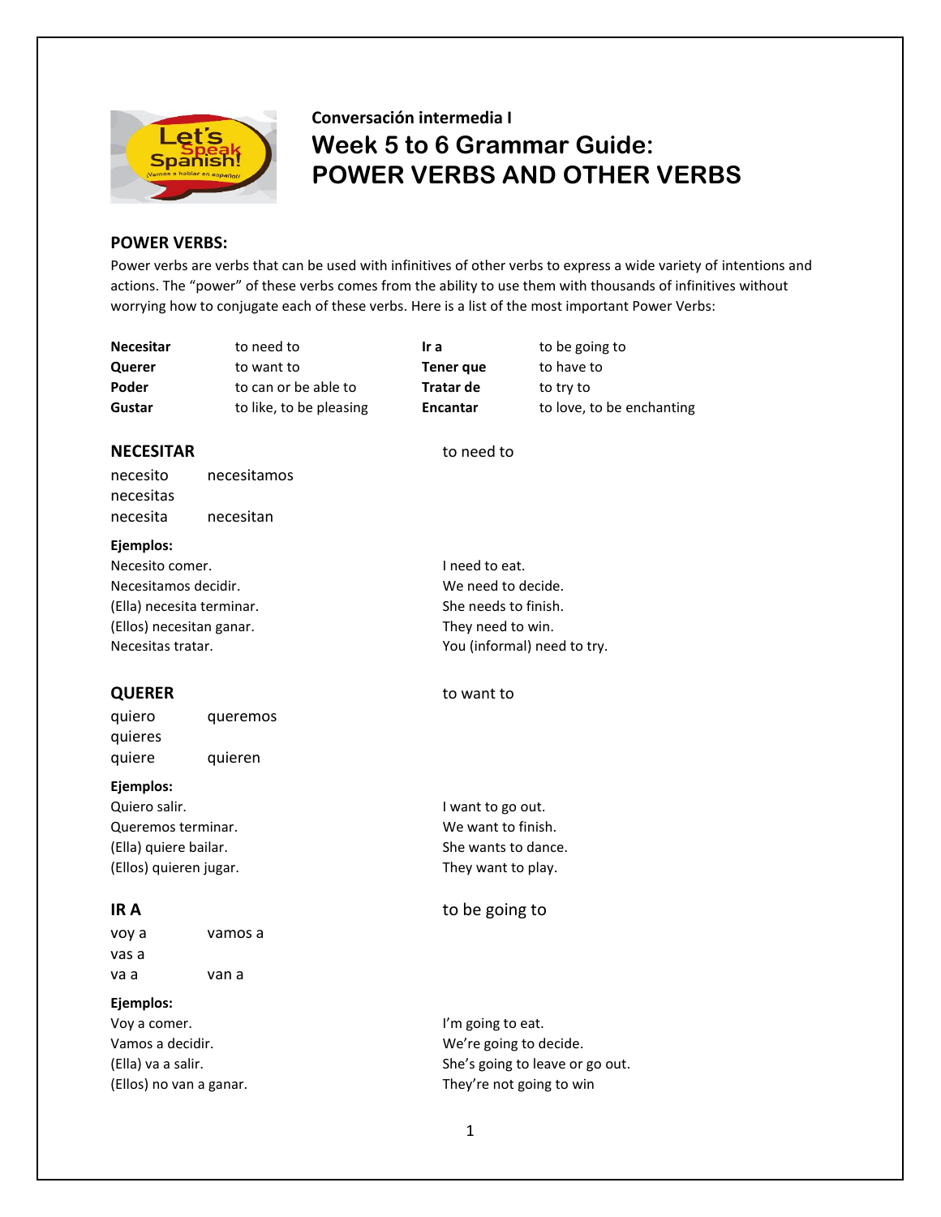Conversación intermedia I

# Week 5 to 6 Grammar Guide: POWER VERBS AND OTHER VERBS

## POWER VERBS:

Power verbs are verbs that can be used with infinitives of other verbs to express a wide variety of intentions and actions. The "power" of these verbs comes from the ability to use them with thousands of infinitives without worrying how to conjugate each of these verbs. Here is a list of the most important Power Verbs:

| | | | |
|---|---|---|---|
| **Necesitar** | to need to | **Ir a** | to be going to |
| **Querer** | to want to | **Tener que** | to have to |
| **Poder** | to can or be able to | **Tratar de** | to try to |
| **Gustar** | to like, to be pleasing | **Encantar** | to love, to be enchanting |

### NECESITAR — to need to

| | |
|---|---|
| necesito | necesitamos |
| necesitas | |
| necesita | necesitan |

**Ejemplos:**

| | |
|---|---|
| Necesito comer. | I need to eat. |
| Necesitamos decidir. | We need to decide. |
| (Ella) necesita terminar. | She needs to finish. |
| (Ellos) necesitan ganar. | They need to win. |
| Necesitas tratar. | You (informal) need to try. |

### QUERER — to want to

| | |
|---|---|
| quiero | queremos |
| quieres | |
| quiere | quieren |

**Ejemplos:**

| | |
|---|---|
| Quiero salir. | I want to go out. |
| Queremos terminar. | We want to finish. |
| (Ella) quiere bailar. | She wants to dance. |
| (Ellos) quieren jugar. | They want to play. |

### IR A — to be going to

| | |
|---|---|
| voy a | vamos a |
| vas a | |
| va a | van a |

**Ejemplos:**

| | |
|---|---|
| Voy a comer. | I'm going to eat. |
| Vamos a decidir. | We're going to decide. |
| (Ella) va a salir. | She's going to leave or go out. |
| (Ellos) no van a ganar. | They're not going to win |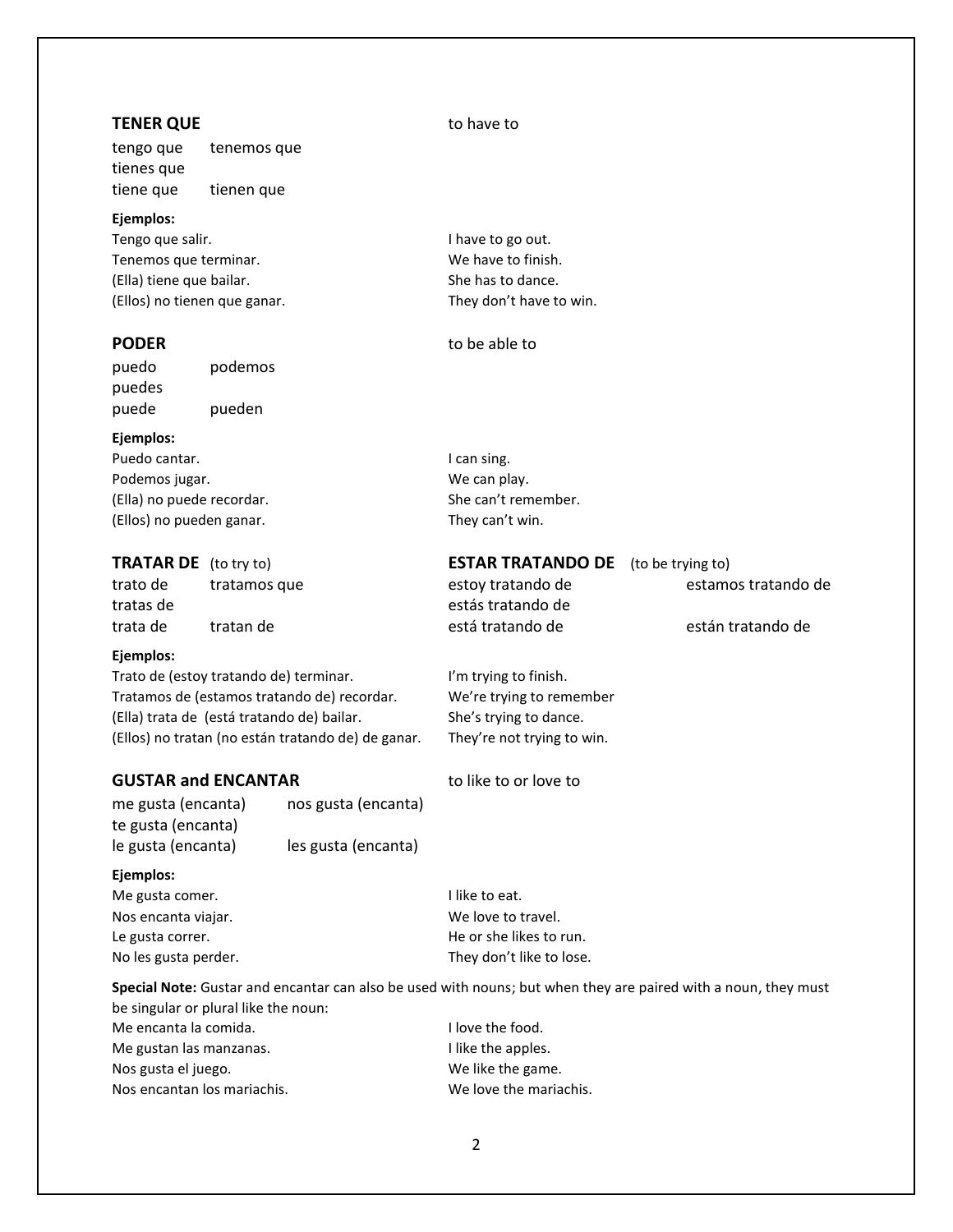### TENER QUE — to have to

| | |
|---|---|
| tengo que | tenemos que |
| tienes que | |
| tiene que | tienen que |

**Ejemplos:**

| | |
|---|---|
| Tengo que salir. | I have to go out. |
| Tenemos que terminar. | We have to finish. |
| (Ella) tiene que bailar. | She has to dance. |
| (Ellos) no tienen que ganar. | They don't have to win. |

### PODER — to be able to

| | |
|---|---|
| puedo | podemos |
| puedes | |
| puede | pueden |

**Ejemplos:**

| | |
|---|---|
| Puedo cantar. | I can sing. |
| Podemos jugar. | We can play. |
| (Ella) no puede recordar. | She can't remember. |
| (Ellos) no pueden ganar. | They can't win. |

### TRATAR DE (to try to)

| | |
|---|---|
| trato de | tratamos que |
| tratas de | |
| trata de | tratan de |

### ESTAR TRATANDO DE (to be trying to)

| | |
|---|---|
| estoy tratando de | estamos tratando de |
| estás tratando de | |
| está tratando de | están tratando de |

**Ejemplos:**

| | |
|---|---|
| Trato de (estoy tratando de) terminar. | I'm trying to finish. |
| Tratamos de (estamos tratando de) recordar. | We're trying to remember |
| (Ella) trata de (está tratando de) bailar. | She's trying to dance. |
| (Ellos) no tratan (no están tratando de) de ganar. | They're not trying to win. |

### GUSTAR and ENCANTAR — to like to or love to

| | |
|---|---|
| me gusta (encanta) | nos gusta (encanta) |
| te gusta (encanta) | |
| le gusta (encanta) | les gusta (encanta) |

**Ejemplos:**

| | |
|---|---|
| Me gusta comer. | I like to eat. |
| Nos encanta viajar. | We love to travel. |
| Le gusta correr. | He or she likes to run. |
| No les gusta perder. | They don't like to lose. |

**Special Note:** Gustar and encantar can also be used with nouns; but when they are paired with a noun, they must be singular or plural like the noun:

| | |
|---|---|
| Me encanta la comida. | I love the food. |
| Me gustan las manzanas. | I like the apples. |
| Nos gusta el juego. | We like the game. |
| Nos encantan los mariachis. | We love the mariachis. |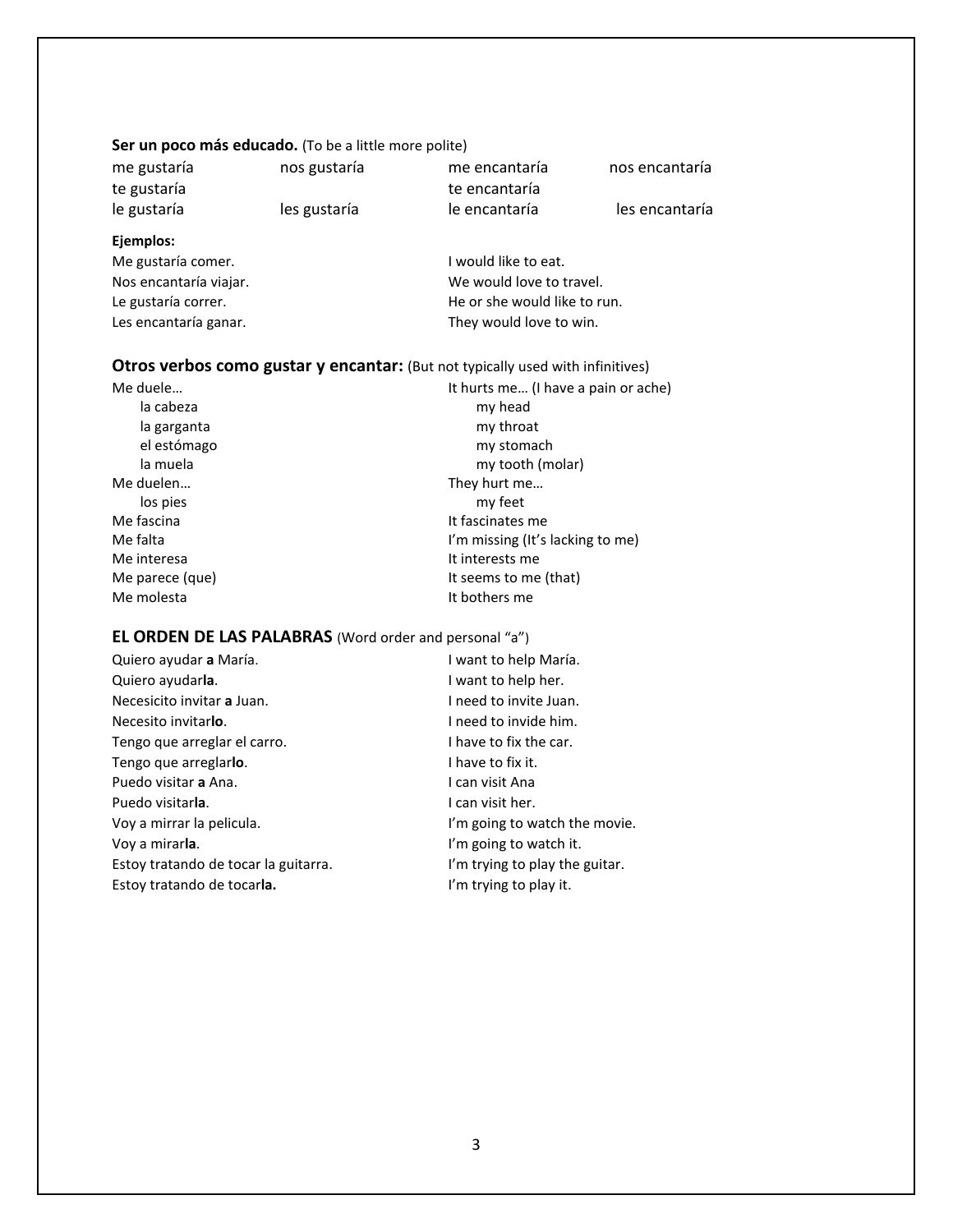**Ser un poco más educado.** (To be a little more polite)

| | | | |
|---|---|---|---|
| me gustaría | nos gustaría | me encantaría | nos encantaría |
| te gustaría | | te encantaría | |
| le gustaría | les gustaría | le encantaría | les encantaría |

**Ejemplos:**

| | |
|---|---|
| Me gustaría comer. | I would like to eat. |
| Nos encantaría viajar. | We would love to travel. |
| Le gustaría correr. | He or she would like to run. |
| Les encantaría ganar. | They would love to win. |

## Otros verbos como gustar y encantar: (But not typically used with infinitives)

| | |
|---|---|
| Me duele… | It hurts me… (I have a pain or ache) |
| la cabeza | my head |
| la garganta | my throat |
| el estómago | my stomach |
| la muela | my tooth (molar) |
| Me duelen… | They hurt me… |
| los pies | my feet |
| Me fascina | It fascinates me |
| Me falta | I'm missing (It's lacking to me) |
| Me interesa | It interests me |
| Me parece (que) | It seems to me (that) |
| Me molesta | It bothers me |

## EL ORDEN DE LAS PALABRAS (Word order and personal "a")

| | |
|---|---|
| Quiero ayudar **a** María. | I want to help María. |
| Quiero ayudar**la**. | I want to help her. |
| Necesicito invitar **a** Juan. | I need to invite Juan. |
| Necesito invitar**lo**. | I need to invide him. |
| Tengo que arreglar el carro. | I have to fix the car. |
| Tengo que arreglar**lo**. | I have to fix it. |
| Puedo visitar **a** Ana. | I can visit Ana |
| Puedo visitar**la**. | I can visit her. |
| Voy a mirrar la pelicula. | I'm going to watch the movie. |
| Voy a mirar**la**. | I'm going to watch it. |
| Estoy tratando de tocar la guitarra. | I'm trying to play the guitar. |
| Estoy tratando de tocar**la.** | I'm trying to play it. |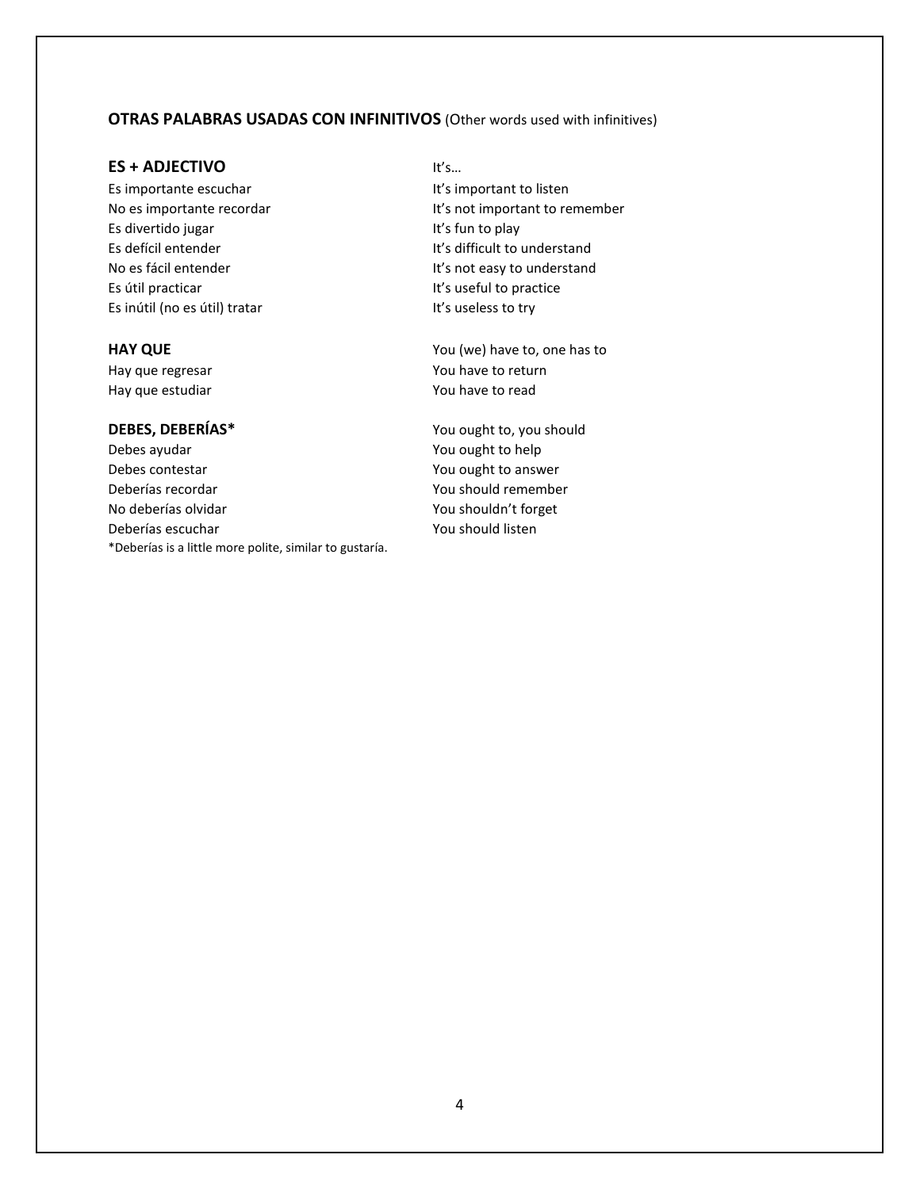**OTRAS PALABRAS USADAS CON INFINITIVOS** (Other words used with infinitives)

| **ES + ADJECTIVO** | It's… |
|---|---|
| Es importante escuchar | It's important to listen |
| No es importante recordar | It's not important to remember |
| Es divertido jugar | It's fun to play |
| Es defícil entender | It's difficult to understand |
| No es fácil entender | It's not easy to understand |
| Es útil practicar | It's useful to practice |
| Es inútil (no es útil) tratar | It's useless to try |

| **HAY QUE** | You (we) have to, one has to |
|---|---|
| Hay que regresar | You have to return |
| Hay que estudiar | You have to read |

| **DEBES, DEBERÍAS*** | You ought to, you should |
|---|---|
| Debes ayudar | You ought to help |
| Debes contestar | You ought to answer |
| Deberías recordar | You should remember |
| No deberías olvidar | You shouldn't forget |
| Deberías escuchar | You should listen |

*Deberías is a little more polite, similar to gustaría.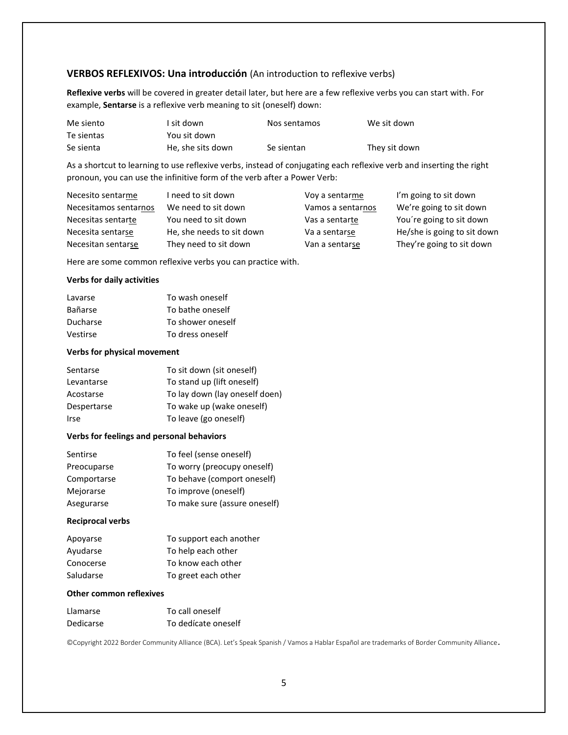## VERBOS REFLEXIVOS: Una introducción (An introduction to reflexive verbs)

**Reflexive verbs** will be covered in greater detail later, but here are a few reflexive verbs you can start with. For example, **Sentarse** is a reflexive verb meaning to sit (oneself) down:

| | | | |
|---|---|---|---|
| Me siento | I sit down | Nos sentamos | We sit down |
| Te sientas | You sit down | | |
| Se sienta | He, she sits down | Se sientan | They sit down |

As a shortcut to learning to use reflexive verbs, instead of conjugating each reflexive verb and inserting the right pronoun, you can use the infinitive form of the verb after a Power Verb:

| | | | |
|---|---|---|---|
| Necesito sentar<u>me</u> | I need to sit down | Voy a sentar<u>me</u> | I'm going to sit down |
| Necesitamos sentar<u>nos</u> | We need to sit down | Vamos a sentar<u>nos</u> | We're going to sit down |
| Necesitas sentar<u>te</u> | You need to sit down | Vas a sentar<u>te</u> | You´re going to sit down |
| Necesita sentar<u>se</u> | He, she needs to sit down | Va a sentar<u>se</u> | He/she is going to sit down |
| Necesitan sentar<u>se</u> | They need to sit down | Van a sentar<u>se</u> | They're going to sit down |

Here are some common reflexive verbs you can practice with.

**Verbs for daily activities**

| | |
|---|---|
| Lavarse | To wash oneself |
| Bañarse | To bathe oneself |
| Ducharse | To shower oneself |
| Vestirse | To dress oneself |

**Verbs for physical movement**

| | |
|---|---|
| Sentarse | To sit down (sit oneself) |
| Levantarse | To stand up (lift oneself) |
| Acostarse | To lay down (lay oneself doen) |
| Despertarse | To wake up (wake oneself) |
| Irse | To leave (go oneself) |

**Verbs for feelings and personal behaviors**

| | |
|---|---|
| Sentirse | To feel (sense oneself) |
| Preocuparse | To worry (preocupy oneself) |
| Comportarse | To behave (comport oneself) |
| Mejorarse | To improve (oneself) |
| Asegurarse | To make sure (assure oneself) |

**Reciprocal verbs**

| | |
|---|---|
| Apoyarse | To support each another |
| Ayudarse | To help each other |
| Conocerse | To know each other |
| Saludarse | To greet each other |

**Other common reflexives**

| | |
|---|---|
| Llamarse | To call oneself |
| Dedicarse | To dedícate oneself |

©Copyright 2022 Border Community Alliance (BCA). Let's Speak Spanish / Vamos a Hablar Español are trademarks of Border Community Alliance.